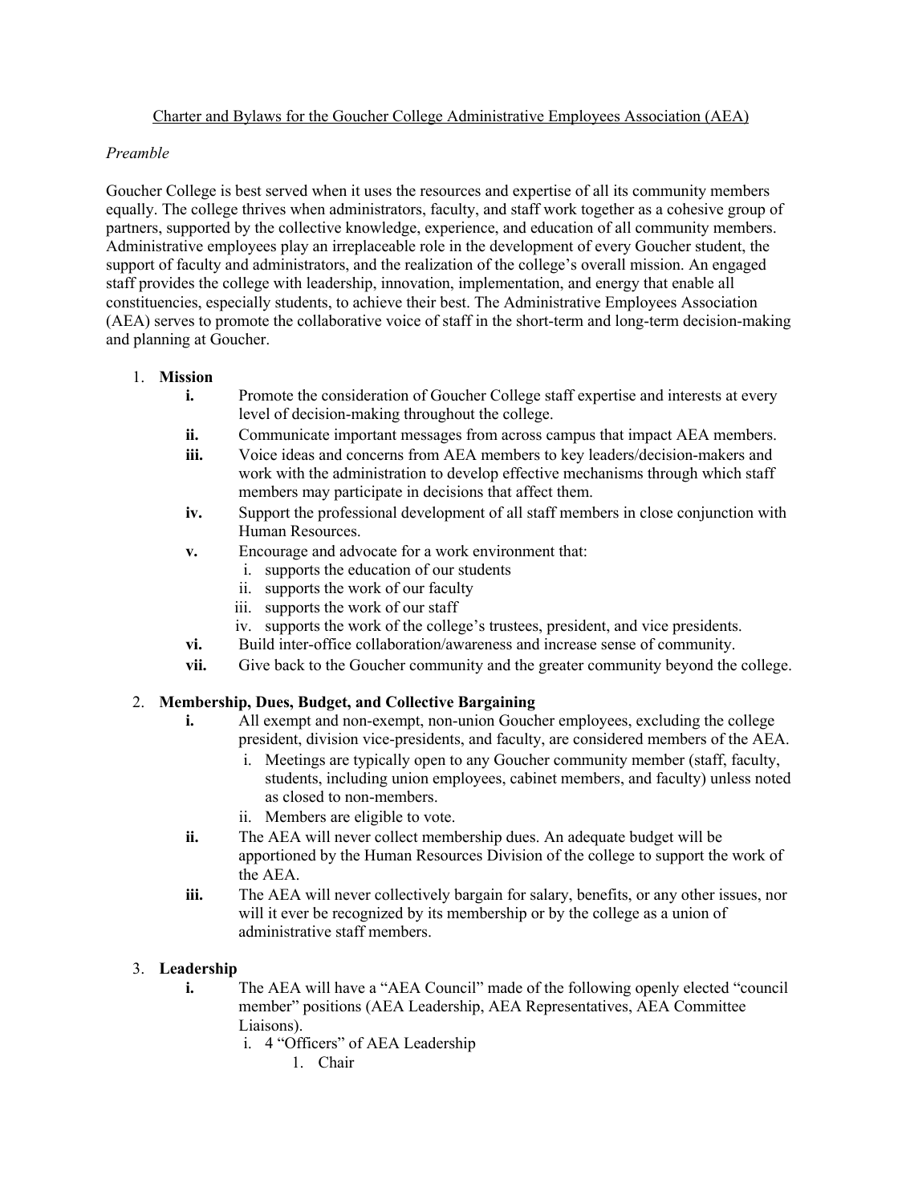Charter and Bylaws for the Goucher College Administrative Employees Association (AEA)

*Preamble*

Goucher College is best served when it uses the resources and expertise of all its community members equally. The college thrives when administrators, faculty, and staff work together as a cohesive group of partners, supported by the collective knowledge, experience, and education of all community members. Administrative employees play an irreplaceable role in the development of every Goucher student, the support of faculty and administrators, and the realization of the college's overall mission. An engaged staff provides the college with leadership, innovation, implementation, and energy that enable all constituencies, especially students, to achieve their best. The Administrative Employees Association (AEA) serves to promote the collaborative voice of staff in the short-term and long-term decision-making and planning at Goucher.

1. **Mission**
   - **i.** Promote the consideration of Goucher College staff expertise and interests at every level of decision-making throughout the college.
   - **ii.** Communicate important messages from across campus that impact AEA members.
   - **iii.** Voice ideas and concerns from AEA members to key leaders/decision-makers and work with the administration to develop effective mechanisms through which staff members may participate in decisions that affect them.
   - **iv.** Support the professional development of all staff members in close conjunction with Human Resources.
   - **v.** Encourage and advocate for a work environment that:
     - i. supports the education of our students
     - ii. supports the work of our faculty
     - iii. supports the work of our staff
     - iv. supports the work of the college's trustees, president, and vice presidents.
   - **vi.** Build inter-office collaboration/awareness and increase sense of community.
   - **vii.** Give back to the Goucher community and the greater community beyond the college.

2. **Membership, Dues, Budget, and Collective Bargaining**
   - **i.** All exempt and non-exempt, non-union Goucher employees, excluding the college president, division vice-presidents, and faculty, are considered members of the AEA.
     - i. Meetings are typically open to any Goucher community member (staff, faculty, students, including union employees, cabinet members, and faculty) unless noted as closed to non-members.
     - ii. Members are eligible to vote.
   - **ii.** The AEA will never collect membership dues. An adequate budget will be apportioned by the Human Resources Division of the college to support the work of the AEA.
   - **iii.** The AEA will never collectively bargain for salary, benefits, or any other issues, nor will it ever be recognized by its membership or by the college as a union of administrative staff members.

3. **Leadership**
   - **i.** The AEA will have a "AEA Council" made of the following openly elected "council member" positions (AEA Leadership, AEA Representatives, AEA Committee Liaisons).
     - i. 4 "Officers" of AEA Leadership
       1. Chair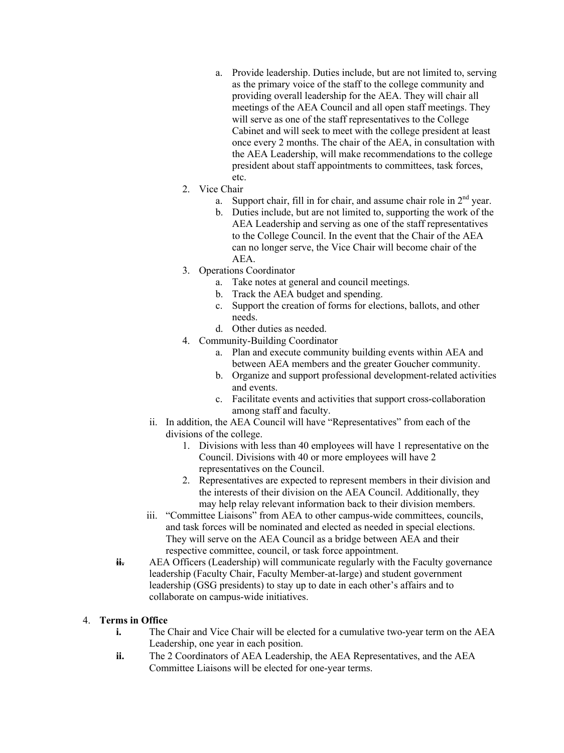a. Provide leadership. Duties include, but are not limited to, serving as the primary voice of the staff to the college community and providing overall leadership for the AEA. They will chair all meetings of the AEA Council and all open staff meetings. They will serve as one of the staff representatives to the College Cabinet and will seek to meet with the college president at least once every 2 months. The chair of the AEA, in consultation with the AEA Leadership, will make recommendations to the college president about staff appointments to committees, task forces, etc.

2. Vice Chair
   a. Support chair, fill in for chair, and assume chair role in 2nd year.
   b. Duties include, but are not limited to, supporting the work of the AEA Leadership and serving as one of the staff representatives to the College Council. In the event that the Chair of the AEA can no longer serve, the Vice Chair will become chair of the AEA.
3. Operations Coordinator
   a. Take notes at general and council meetings.
   b. Track the AEA budget and spending.
   c. Support the creation of forms for elections, ballots, and other needs.
   d. Other duties as needed.
4. Community-Building Coordinator
   a. Plan and execute community building events within AEA and between AEA members and the greater Goucher community.
   b. Organize and support professional development-related activities and events.
   c. Facilitate events and activities that support cross-collaboration among staff and faculty.

ii. In addition, the AEA Council will have "Representatives" from each of the divisions of the college.
   1. Divisions with less than 40 employees will have 1 representative on the Council. Divisions with 40 or more employees will have 2 representatives on the Council.
   2. Representatives are expected to represent members in their division and the interests of their division on the AEA Council. Additionally, they may help relay relevant information back to their division members.

iii. "Committee Liaisons" from AEA to other campus-wide committees, councils, and task forces will be nominated and elected as needed in special elections. They will serve on the AEA Council as a bridge between AEA and their respective committee, council, or task force appointment.

**~~ii.~~** AEA Officers (Leadership) will communicate regularly with the Faculty governance leadership (Faculty Chair, Faculty Member-at-large) and student government leadership (GSG presidents) to stay up to date in each other's affairs and to collaborate on campus-wide initiatives.

4. **Terms in Office**
   **i.** The Chair and Vice Chair will be elected for a cumulative two-year term on the AEA Leadership, one year in each position.
   **ii.** The 2 Coordinators of AEA Leadership, the AEA Representatives, and the AEA Committee Liaisons will be elected for one-year terms.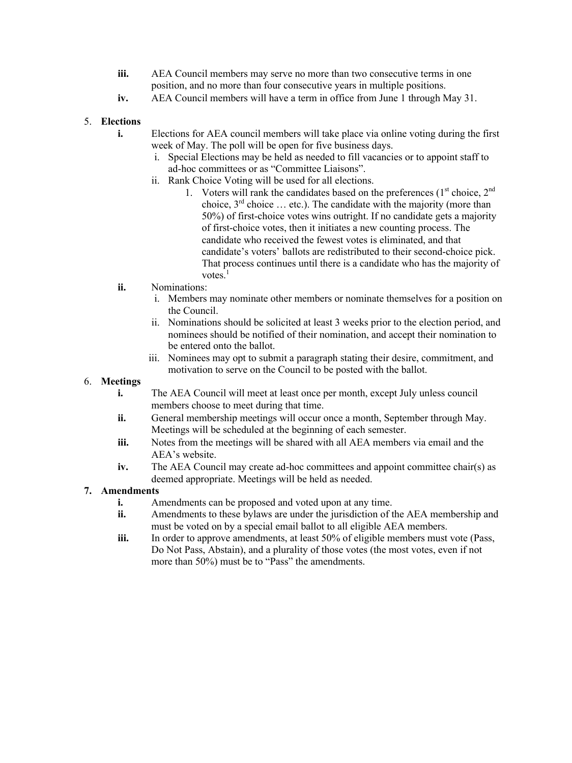- **iii.** AEA Council members may serve no more than two consecutive terms in one position, and no more than four consecutive years in multiple positions.
- **iv.** AEA Council members will have a term in office from June 1 through May 31.

5. **Elections**
   - **i.** Elections for AEA council members will take place via online voting during the first week of May. The poll will be open for five business days.
     - i. Special Elections may be held as needed to fill vacancies or to appoint staff to ad-hoc committees or as "Committee Liaisons".
     - ii. Rank Choice Voting will be used for all elections.
       1. Voters will rank the candidates based on the preferences (1st choice, 2nd choice, 3rd choice … etc.). The candidate with the majority (more than 50%) of first-choice votes wins outright. If no candidate gets a majority of first-choice votes, then it initiates a new counting process. The candidate who received the fewest votes is eliminated, and that candidate's voters' ballots are redistributed to their second-choice pick. That process continues until there is a candidate who has the majority of votes.[1]
   - **ii.** Nominations:
     - i. Members may nominate other members or nominate themselves for a position on the Council.
     - ii. Nominations should be solicited at least 3 weeks prior to the election period, and nominees should be notified of their nomination, and accept their nomination to be entered onto the ballot.
     - iii. Nominees may opt to submit a paragraph stating their desire, commitment, and motivation to serve on the Council to be posted with the ballot.

6. **Meetings**
   - **i.** The AEA Council will meet at least once per month, except July unless council members choose to meet during that time.
   - **ii.** General membership meetings will occur once a month, September through May. Meetings will be scheduled at the beginning of each semester.
   - **iii.** Notes from the meetings will be shared with all AEA members via email and the AEA's website.
   - **iv.** The AEA Council may create ad-hoc committees and appoint committee chair(s) as deemed appropriate. Meetings will be held as needed.

7. **Amendments**
   - **i.** Amendments can be proposed and voted upon at any time.
   - **ii.** Amendments to these bylaws are under the jurisdiction of the AEA membership and must be voted on by a special email ballot to all eligible AEA members.
   - **iii.** In order to approve amendments, at least 50% of eligible members must vote (Pass, Do Not Pass, Abstain), and a plurality of those votes (the most votes, even if not more than 50%) must be to "Pass" the amendments.